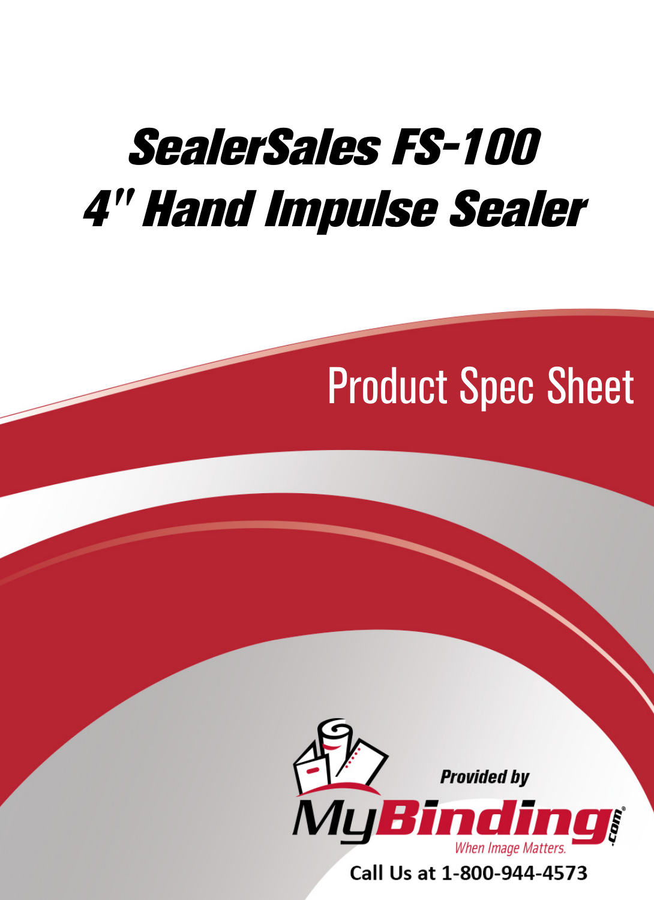# SealerSales FS-100 4" Hand Impulse Sealer

## Product Spec Sheet

Provided by

MyBinding.com

When Image Matters.

Call Us at 1-800-944-4573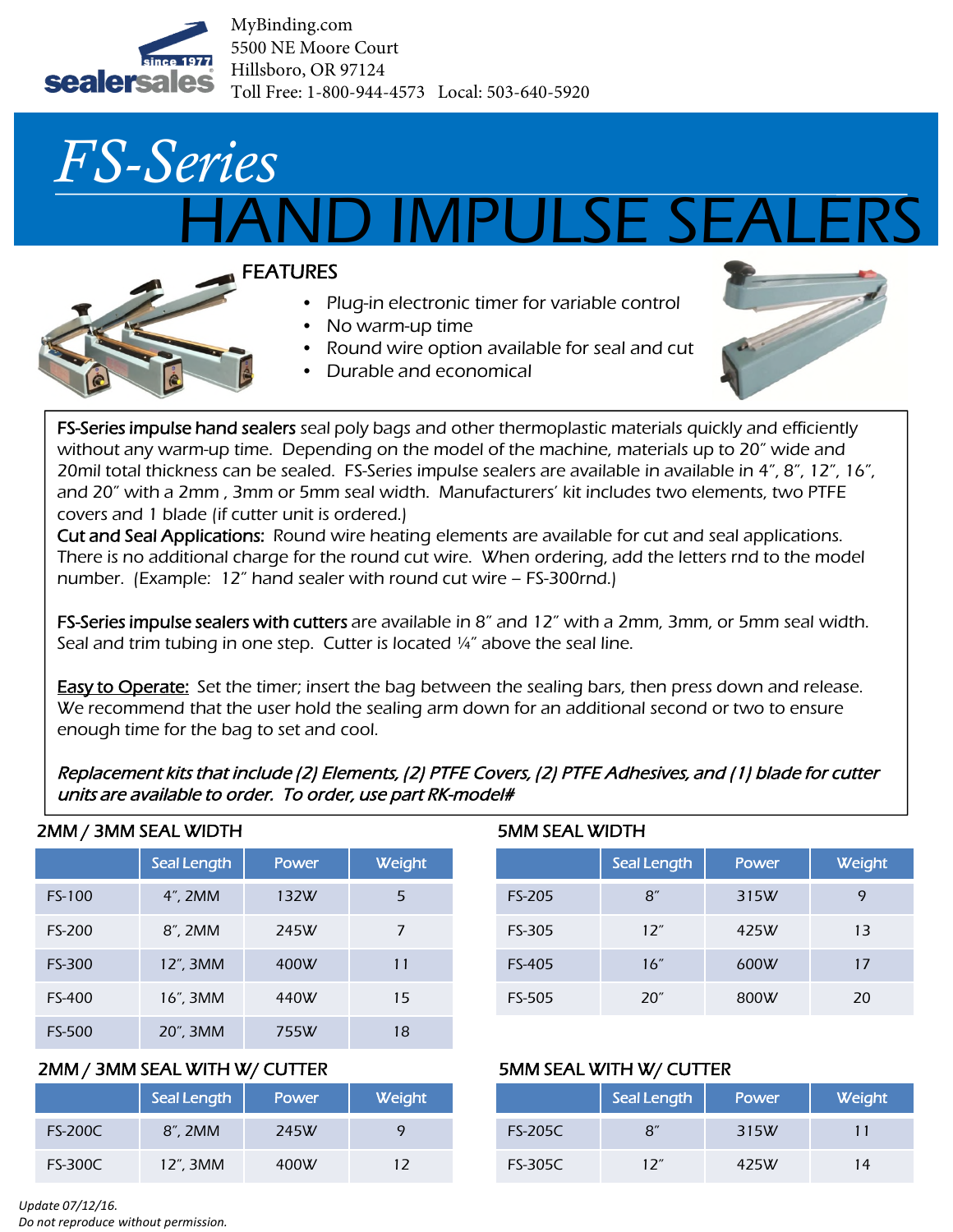MyBinding.com
5500 NE Moore Court
Hillsboro, OR 97124
Toll Free: 1-800-944-4573 Local: 503-640-5920

# *FS-Series*
# HAND IMPULSE SEALERS

## FEATURES

- Plug-in electronic timer for variable control
- No warm-up time
- Round wire option available for seal and cut
- Durable and economical

**FS-Series impulse hand sealers** seal poly bags and other thermoplastic materials quickly and efficiently without any warm-up time. Depending on the model of the machine, materials up to 20″ wide and 20mil total thickness can be sealed. FS-Series impulse sealers are available in available in 4″, 8″, 12″, 16″, and 20″ with a 2mm , 3mm or 5mm seal width. Manufacturers' kit includes two elements, two PTFE covers and 1 blade (if cutter unit is ordered.)

**Cut and Seal Applications:** Round wire heating elements are available for cut and seal applications. There is no additional charge for the round cut wire. When ordering, add the letters rnd to the model number. (Example: 12″ hand sealer with round cut wire – FS-300rnd.)

**FS-Series impulse sealers with cutters** are available in 8″ and 12″ with a 2mm, 3mm, or 5mm seal width. Seal and trim tubing in one step. Cutter is located ¼″ above the seal line.

**Easy to Operate:** Set the timer; insert the bag between the sealing bars, then press down and release. We recommend that the user hold the sealing arm down for an additional second or two to ensure enough time for the bag to set and cool.

*Replacement kits that include (2) Elements, (2) PTFE Covers, (2) PTFE Adhesives, and (1) blade for cutter units are available to order. To order, use part RK-model#*

### 2MM / 3MM SEAL WIDTH

| | Seal Length | Power | Weight |
|---|---|---|---|
| FS-100 | 4″, 2MM | 132W | 5 |
| FS-200 | 8″, 2MM | 245W | 7 |
| FS-300 | 12″, 3MM | 400W | 11 |
| FS-400 | 16″, 3MM | 440W | 15 |
| FS-500 | 20″, 3MM | 755W | 18 |

### 5MM SEAL WIDTH

| | Seal Length | Power | Weight |
|---|---|---|---|
| FS-205 | 8″ | 315W | 9 |
| FS-305 | 12″ | 425W | 13 |
| FS-405 | 16″ | 600W | 17 |
| FS-505 | 20″ | 800W | 20 |

### 2MM / 3MM SEAL WITH W/ CUTTER

| | Seal Length | Power | Weight |
|---|---|---|---|
| FS-200C | 8″, 2MM | 245W | 9 |
| FS-300C | 12″, 3MM | 400W | 12 |

### 5MM SEAL WITH W/ CUTTER

| | Seal Length | Power | Weight |
|---|---|---|---|
| FS-205C | 8″ | 315W | 11 |
| FS-305C | 12″ | 425W | 14 |

*Update 07/12/16.*
*Do not reproduce without permission.*